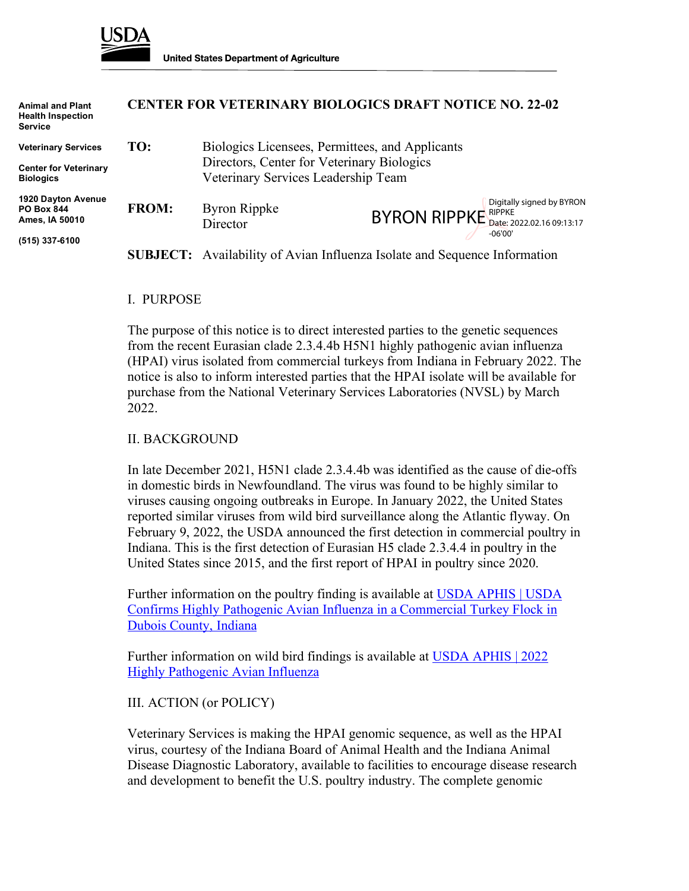USDA

United States Department of Agriculture

**Animal and Plant Health Inspection Service**

**Veterinary Services**

**Center for Veterinary Biologics**

**1920 Dayton Avenue**
**PO Box 844**
**Ames, IA 50010**

**(515) 337-6100**

# CENTER FOR VETERINARY BIOLOGICS DRAFT NOTICE NO. 22-02

**TO:** Biologics Licensees, Permittees, and Applicants
Directors, Center for Veterinary Biologics
Veterinary Services Leadership Team

**FROM:** Byron Rippke
Director

BYRON RIPPKE Digitally signed by BYRON RIPPKE Date: 2022.02.16 09:13:17 -06'00'

**SUBJECT:** Availability of Avian Influenza Isolate and Sequence Information

## I. PURPOSE

The purpose of this notice is to direct interested parties to the genetic sequences from the recent Eurasian clade 2.3.4.4b H5N1 highly pathogenic avian influenza (HPAI) virus isolated from commercial turkeys from Indiana in February 2022. The notice is also to inform interested parties that the HPAI isolate will be available for purchase from the National Veterinary Services Laboratories (NVSL) by March 2022.

## II. BACKGROUND

In late December 2021, H5N1 clade 2.3.4.4b was identified as the cause of die-offs in domestic birds in Newfoundland. The virus was found to be highly similar to viruses causing ongoing outbreaks in Europe. In January 2022, the United States reported similar viruses from wild bird surveillance along the Atlantic flyway. On February 9, 2022, the USDA announced the first detection in commercial poultry in Indiana. This is the first detection of Eurasian H5 clade 2.3.4.4 in poultry in the United States since 2015, and the first report of HPAI in poultry since 2020.

Further information on the poultry finding is available at [USDA APHIS | USDA Confirms Highly Pathogenic Avian Influenza in a Commercial Turkey Flock in Dubois County, Indiana]

Further information on wild bird findings is available at [USDA APHIS | 2022 Highly Pathogenic Avian Influenza]

## III. ACTION (or POLICY)

Veterinary Services is making the HPAI genomic sequence, as well as the HPAI virus, courtesy of the Indiana Board of Animal Health and the Indiana Animal Disease Diagnostic Laboratory, available to facilities to encourage disease research and development to benefit the U.S. poultry industry. The complete genomic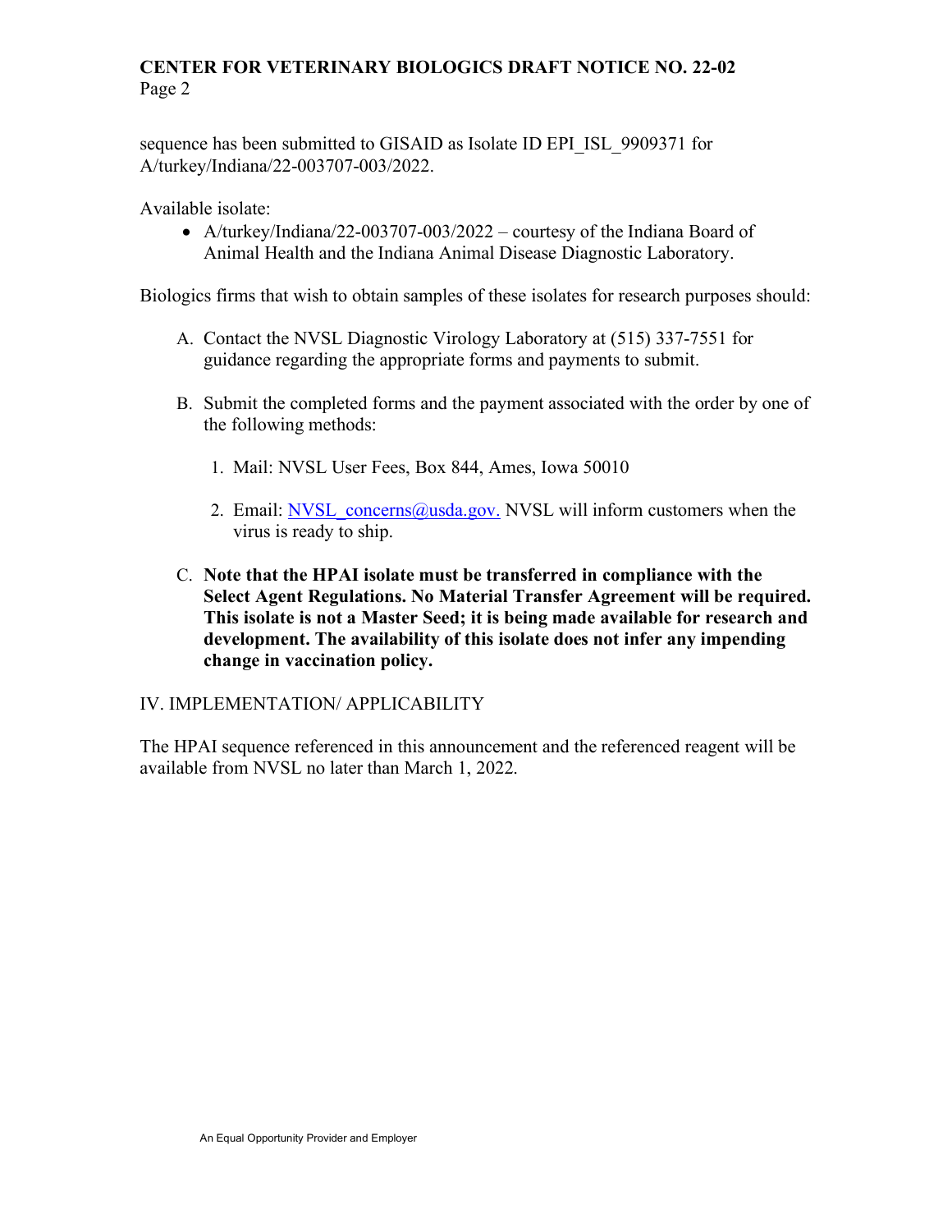sequence has been submitted to GISAID as Isolate ID EPI_ISL_9909371 for A/turkey/Indiana/22-003707-003/2022.

Available isolate:

- A/turkey/Indiana/22-003707-003/2022 – courtesy of the Indiana Board of Animal Health and the Indiana Animal Disease Diagnostic Laboratory.

Biologics firms that wish to obtain samples of these isolates for research purposes should:

A. Contact the NVSL Diagnostic Virology Laboratory at (515) 337-7551 for guidance regarding the appropriate forms and payments to submit.

B. Submit the completed forms and the payment associated with the order by one of the following methods:

   1. Mail: NVSL User Fees, Box 844, Ames, Iowa 50010

   2. Email: NVSL_concerns@usda.gov. NVSL will inform customers when the virus is ready to ship.

C. **Note that the HPAI isolate must be transferred in compliance with the Select Agent Regulations. No Material Transfer Agreement will be required. This isolate is not a Master Seed; it is being made available for research and development. The availability of this isolate does not infer any impending change in vaccination policy.**

## IV. IMPLEMENTATION/ APPLICABILITY

The HPAI sequence referenced in this announcement and the referenced reagent will be available from NVSL no later than March 1, 2022.